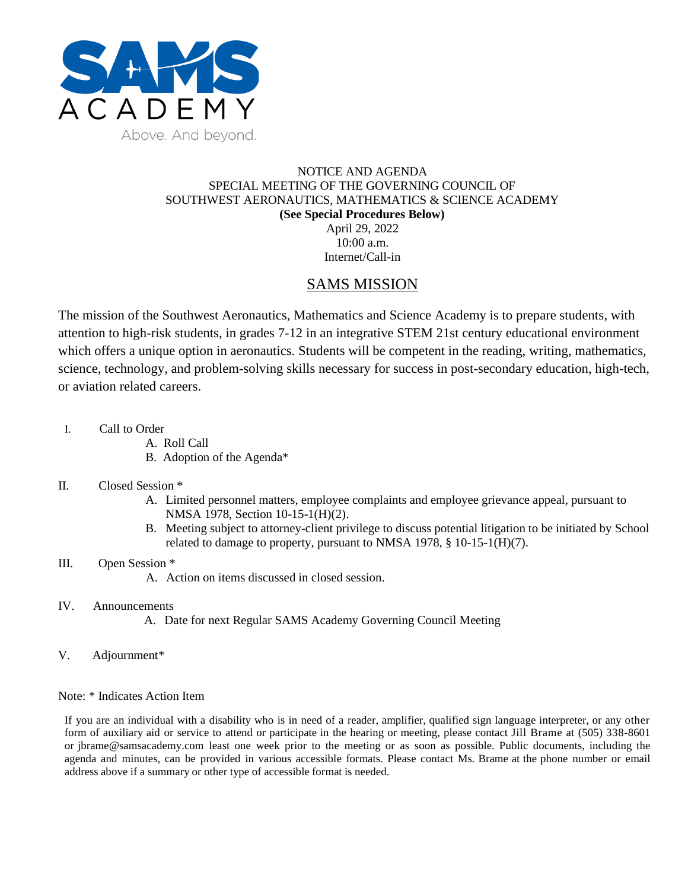SAMS ACADEMY

Above. And beyond.

NOTICE AND AGENDA
SPECIAL MEETING OF THE GOVERNING COUNCIL OF
SOUTHWEST AERONAUTICS, MATHEMATICS & SCIENCE ACADEMY
**(See Special Procedures Below)**
April 29, 2022
10:00 a.m.
Internet/Call-in

## SAMS MISSION

The mission of the Southwest Aeronautics, Mathematics and Science Academy is to prepare students, with attention to high-risk students, in grades 7-12 in an integrative STEM 21st century educational environment which offers a unique option in aeronautics. Students will be competent in the reading, writing, mathematics, science, technology, and problem-solving skills necessary for success in post-secondary education, high-tech, or aviation related careers.

I. Call to Order
   - A. Roll Call
   - B. Adoption of the Agenda*

II. Closed Session *
   - A. Limited personnel matters, employee complaints and employee grievance appeal, pursuant to NMSA 1978, Section 10-15-1(H)(2).
   - B. Meeting subject to attorney-client privilege to discuss potential litigation to be initiated by School related to damage to property, pursuant to NMSA 1978, § 10-15-1(H)(7).

III. Open Session *
   - A. Action on items discussed in closed session.

IV. Announcements
   - A. Date for next Regular SAMS Academy Governing Council Meeting

V. Adjournment*

Note: * Indicates Action Item

If you are an individual with a disability who is in need of a reader, amplifier, qualified sign language interpreter, or any other form of auxiliary aid or service to attend or participate in the hearing or meeting, please contact Jill Brame at (505) 338-8601 or jbrame@samsacademy.com least one week prior to the meeting or as soon as possible. Public documents, including the agenda and minutes, can be provided in various accessible formats. Please contact Ms. Brame at the phone number or email address above if a summary or other type of accessible format is needed.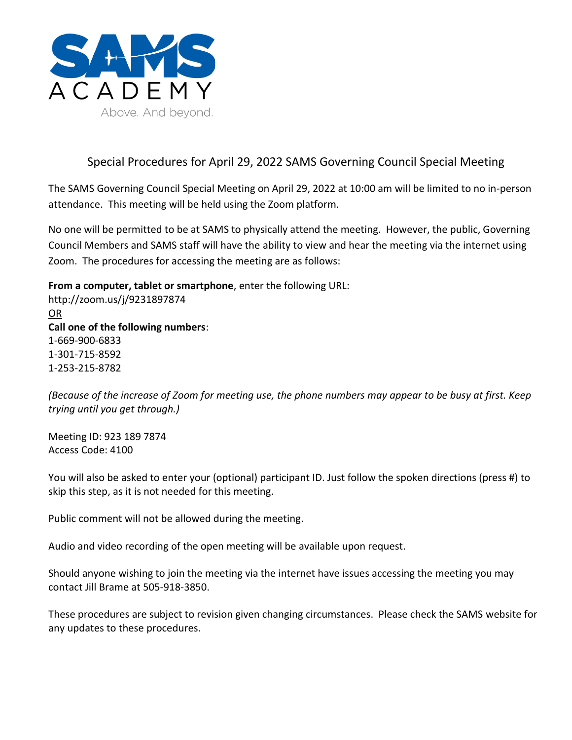SAMS ACADEMY

Above. And beyond.

## Special Procedures for April 29, 2022 SAMS Governing Council Special Meeting

The SAMS Governing Council Special Meeting on April 29, 2022 at 10:00 am will be limited to no in-person attendance. This meeting will be held using the Zoom platform.

No one will be permitted to be at SAMS to physically attend the meeting. However, the public, Governing Council Members and SAMS staff will have the ability to view and hear the meeting via the internet using Zoom. The procedures for accessing the meeting are as follows:

**From a computer, tablet or smartphone**, enter the following URL:
http://zoom.us/j/9231897874
OR
**Call one of the following numbers**:
1-669-900-6833
1-301-715-8592
1-253-215-8782

*(Because of the increase of Zoom for meeting use, the phone numbers may appear to be busy at first. Keep trying until you get through.)*

Meeting ID: 923 189 7874
Access Code: 4100

You will also be asked to enter your (optional) participant ID. Just follow the spoken directions (press #) to skip this step, as it is not needed for this meeting.

Public comment will not be allowed during the meeting.

Audio and video recording of the open meeting will be available upon request.

Should anyone wishing to join the meeting via the internet have issues accessing the meeting you may contact Jill Brame at 505-918-3850.

These procedures are subject to revision given changing circumstances. Please check the SAMS website for any updates to these procedures.